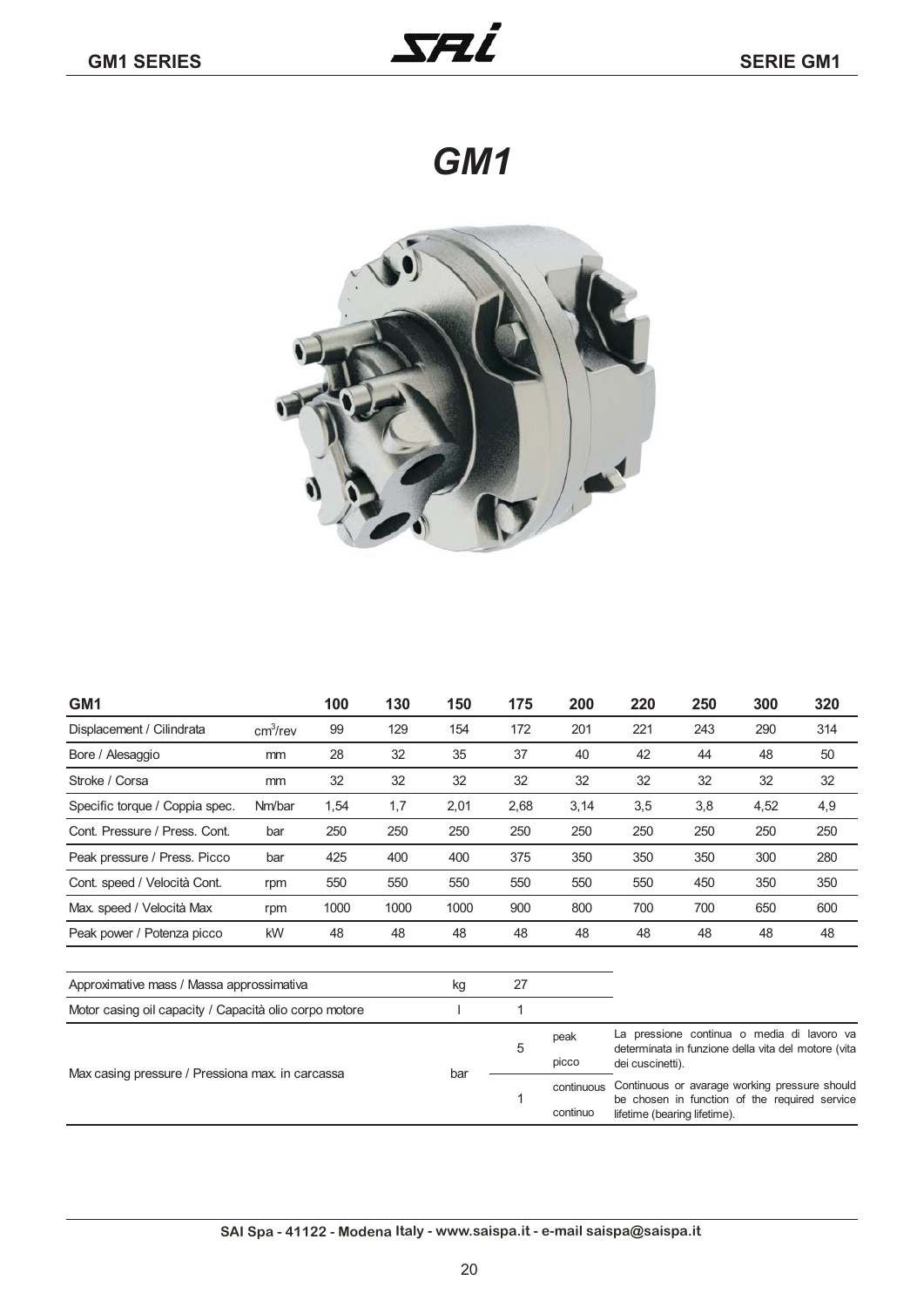# GM1

| GM1 | | 100 | 130 | 150 | 175 | 200 | 220 | 250 | 300 | 320 |
|---|---|---|---|---|---|---|---|---|---|---|
| Displacement / Cilindrata | $cm^3$/rev | 99 | 129 | 154 | 172 | 201 | 221 | 243 | 290 | 314 |
| Bore / Alesaggio | mm | 28 | 32 | 35 | 37 | 40 | 42 | 44 | 48 | 50 |
| Stroke / Corsa | mm | 32 | 32 | 32 | 32 | 32 | 32 | 32 | 32 | 32 |
| Specific torque / Coppia spec. | Nm/bar | 1,54 | 1,7 | 2,01 | 2,68 | 3,14 | 3,5 | 3,8 | 4,52 | 4,9 |
| Cont. Pressure / Press. Cont. | bar | 250 | 250 | 250 | 250 | 250 | 250 | 250 | 250 | 250 |
| Peak pressure / Press. Picco | bar | 425 | 400 | 400 | 375 | 350 | 350 | 350 | 300 | 280 |
| Cont. speed / Velocità Cont. | rpm | 550 | 550 | 550 | 550 | 550 | 550 | 450 | 350 | 350 |
| Max. speed / Velocità Max | rpm | 1000 | 1000 | 1000 | 900 | 800 | 700 | 700 | 650 | 600 |
| Peak power / Potenza picco | kW | 48 | 48 | 48 | 48 | 48 | 48 | 48 | 48 | 48 |

| | | | |
|---|---|---|---|
| Approximative mass / Massa approssimativa | kg | 27 | |
| Motor casing oil capacity / Capacità olio corpo motore | l | 1 | |
| Max casing pressure / Pressiona max. in carcassa | bar | 5 | peak / picco |
| | | 1 | continuous / continuo |

La pressione continua o media di lavoro va determinata in funzione della vita del motore (vita dei cuscinetti).

Continuous or avarage working pressure should be chosen in function of the required service lifetime (bearing lifetime).

**SAI Spa - 41122 - Modena Italy - www.saispa.it - e-mail saispa@saispa.it**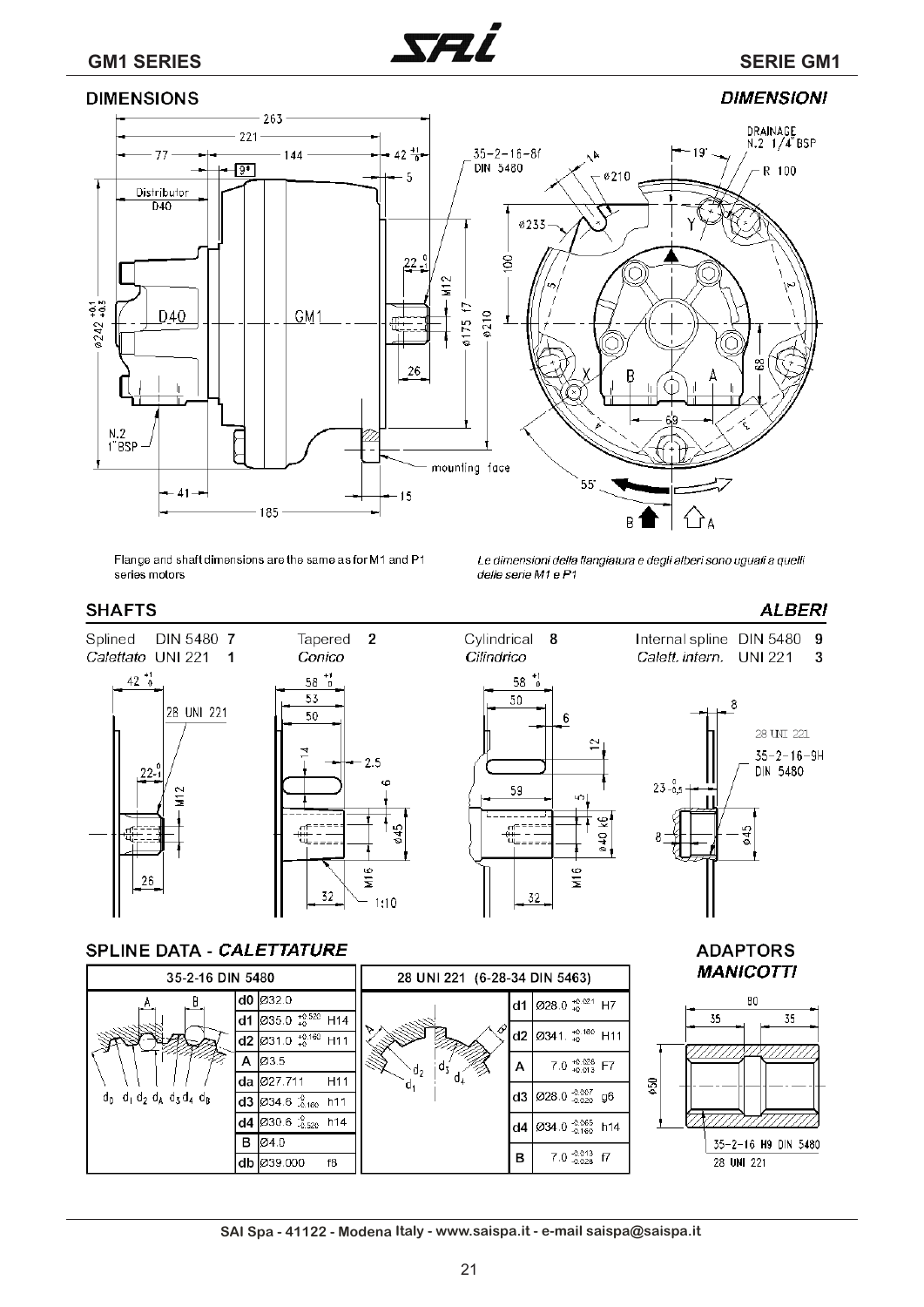## DIMENSIONS

## *DIMENSIONI*

Flange and shaft dimensions are the same as for M1 and P1 series motors

*Le dimensioni della flangiatura e degli alberi sono uguali a quelli delle serie M1 e P1*

## SHAFTS

## *ALBERI*

Splined DIN 5480 **7**
*Calettato* UNI 221 **1**

Tapered **2**
*Conico*

Cylindrical **8**
*Cilindrico*

Internal spline DIN 5480 **9**
*Calett. intern.* UNI 221 **3**

## SPLINE DATA - *CALETTATURE*

| 35-2-16 DIN 5480 | |
|---|---|
| d0 | Ø32.0 |
| d1 | Ø35.0 $^{+0.520}_{+0}$ H14 |
| d2 | Ø31.0 $^{+0.160}_{+0}$ H11 |
| A | Ø3.5 |
| da | Ø27.711 H11 |
| d3 | Ø34.6 $^{0}_{-0.160}$ h11 |
| d4 | Ø30.6 $^{0}_{-0.520}$ h14 |
| B | Ø4.0 |
| db | Ø39.000 f8 |

| 28 UNI 221 (6-28-34 DIN 5463) | |
|---|---|
| d1 | Ø28.0 $^{+0.021}_{+0}$ H7 |
| d2 | Ø341. $^{+0.160}_{+0}$ H11 |
| A | 7.0 $^{+0.028}_{+0.013}$ F7 |
| d3 | Ø28.0 $^{-0.007}_{-0.020}$ g6 |
| d4 | Ø34.0 $^{-0.065}_{-0.160}$ h14 |
| B | 7.0 $^{-0.013}_{-0.028}$ f7 |

## ADAPTORS
## *MANICOTTI*

35-2-16 H9 DIN 5480
28 UNI 221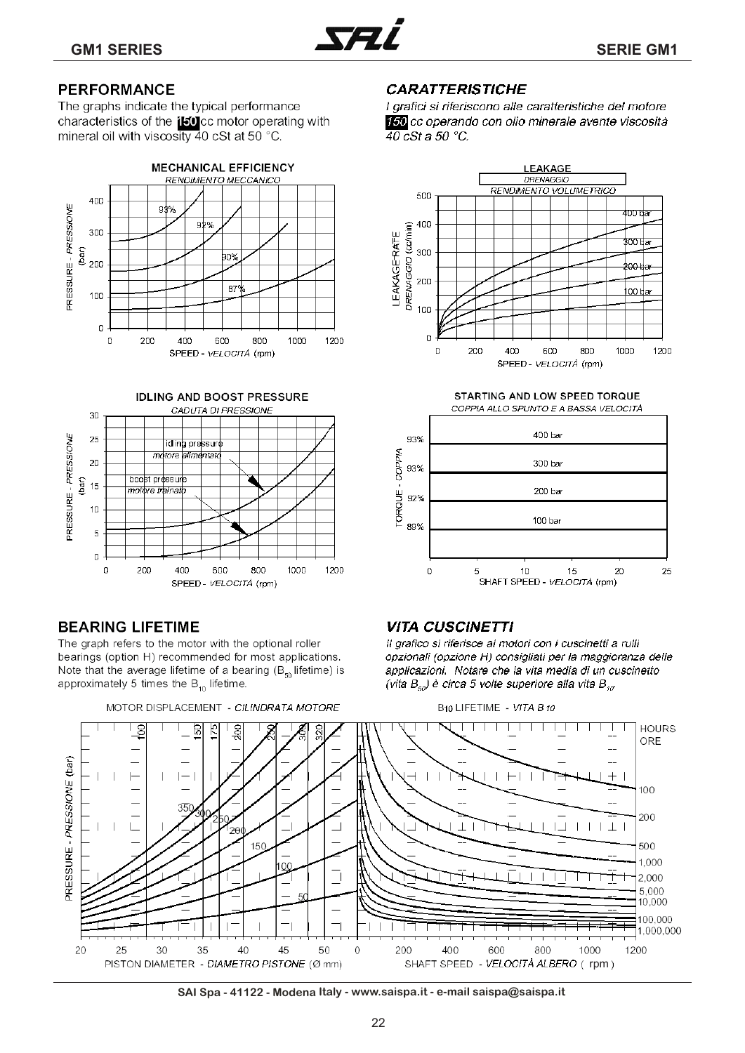## PERFORMANCE

The graphs indicate the typical performance characteristics of the 150 cc motor operating with mineral oil with viscosity 40 cSt at 50 °C.

## *CARATTERISTICHE*

*I grafici si riferiscono alle caratteristiche del motore 150 cc operando con olio minerale avente viscosità 40 cSt a 50 °C.*

**MECHANICAL EFFICIENCY**
*RENDIMENTO MECCANICO*

PRESSURE - *PRESSIONE* (bar)

SPEED - *VELOCITÀ* (rpm)

93%, 92%, 90%, 87%

**LEAKAGE**
*DRENAGGIO*
*RENDIMENTO VOLUMETRICO*

LEAKAGE RATE *DRENAGGIO* (cc/min)

SPEED - *VELOCITÀ* (rpm)

400 bar, 300 bar, 200 bar, 100 bar

**IDLING AND BOOST PRESSURE**
*CADUTA DI PRESSIONE*

PRESSURE - *PRESSIONE* (bar)

idling pressure
*motore alimentato*

boost pressure
*motore trainato*

SPEED - *VELOCITÀ* (rpm)

**STARTING AND LOW SPEED TORQUE**
*COPPIA ALLO SPUNTO E A BASSA VELOCITÀ*

TORQUE - *COPPIA*

400 bar, 300 bar, 200 bar, 100 bar

93%, 93%, 92%, 89%

SHAFT SPEED - *VELOCITÀ* (rpm)

## BEARING LIFETIME

The graph refers to the motor with the optional roller bearings (option H) recommended for most applications. Note that the average lifetime of a bearing ($B_{50}$ lifetime) is approximately 5 times the $B_{10}$ lifetime.

## *VITA CUSCINETTI*

*Il grafico si riferisce ai motori con i cuscinetti a rulli opzionali (opzione H) consigliati per la maggioranza delle applicazioni. Notare che la vita media di un cuscinetto (vita $B_{50}$) è circa 5 volte superiore alla vita $B_{10}$.*

MOTOR DISPLACEMENT - *CILINDRATA MOTORE*

100, 150, 175, 200, 250, 300, 320

PRESSURE - *PRESSIONE* (bar)

350, 300, 250, 200, 150, 100, 50

PISTON DIAMETER - *DIAMETRO PISTONE* (Ø mm)

$B_{10}$ LIFETIME - *VITA B 10*

HOURS
ORE

100, 200, 500, 1,000, 2,000, 5,000, 10,000, 100,000, 1,000,000

SHAFT SPEED - *VELOCITÀ ALBERO* ( rpm )

SAI Spa - 41122 - Modena Italy - www.saispa.it - e-mail saispa@saispa.it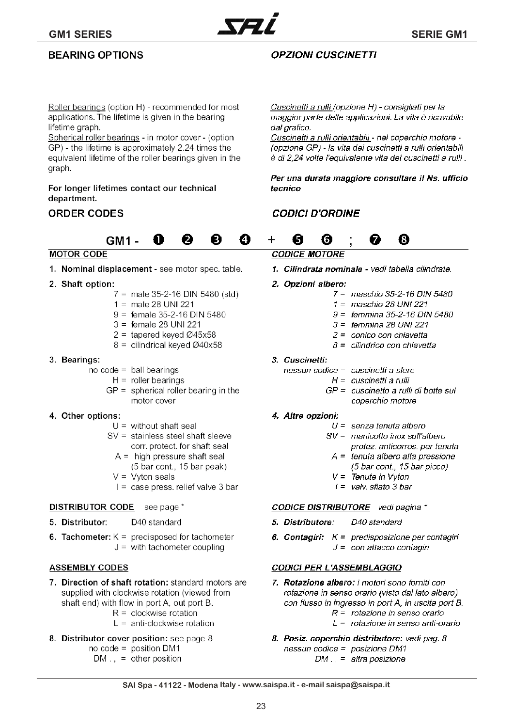## BEARING OPTIONS

<u>Roller bearings</u> (option H) - recommended for most applications. The lifetime is given in the bearing lifetime graph.
<u>Spherical roller bearings</u> - in motor cover - (option GP) - the lifetime is approximately 2.24 times the equivalent lifetime of the roller bearings given in the graph.

**For longer lifetimes contact our technical department.**

## *OPZIONI CUSCINETTI*

*<u>Cuscinetti a rulli</u> (opzione H) - consigliati per la maggior parte delle applicazioni. La vita è ricavabile dal grafico.*
*<u>Cuscinetti a rulli orientabili</u> - nel coperchio motore - (opzione GP) - la vita dei cuscinetti a rulli orientabili è di 2,24 volte l'equivalente vita dei cuscinetti a rulli .*

***Per una durata maggiore consultare il Ns. ufficio tecnico***

## ORDER CODES

## *CODICI D'ORDINE*

**GM1 - ❶ ❷ ❸ ❹ + ❺ ❻ ; ❼ ❽**

### <u>MOTOR CODE</u>

1. **Nominal displacement** - see motor spec. table.
2. **Shaft option:**
   - 7 = male 35-2-16 DIN 5480 (std)
   - 1 = male 28 UNI 221
   - 9 = female 35-2-16 DIN 5480
   - 3 = female 28 UNI 221
   - 2 = tapered keyed Ø45x58
   - 8 = cilindrical keyed Ø40x58
3. **Bearings:**
   - no code = ball bearings
   - H = roller bearings
   - GP = spherical roller bearing in the motor cover
4. **Other options:**
   - U = without shaft seal
   - SV = stainless steel shaft sleeve corr. protect. for shaft seal
   - A = high pressure shaft seal (5 bar cont., 15 bar peak)
   - V = Vyton seals
   - I = case press. relief valve 3 bar

### <u>DISTRIBUTOR CODE</u> see page *

5. **Distributor:** D40 standard
6. **Tachometer:** K = predisposed for tachometer
   J = with tachometer coupling

### <u>ASSEMBLY CODES</u>

7. **Direction of shaft rotation:** standard motors are supplied with clockwise rotation (viewed from shaft end) with flow in port A, out port B.
   - R = clockwise rotation
   - L = anti-clockwise rotation
8. **Distributor cover position:** see page 8
   - no code = position DM1
   - DM . , = other position

### *<u>CODICE MOTORE</u>*

1. ***Cilindrata nominale*** *- vedi tabella cilindrate.*
2. ***Opzioni albero:***
   - *7 = maschio 35-2-16 DIN 5480*
   - *1 = maschio 28 UNI 221*
   - *9 = femmina 35-2-16 DIN 5480*
   - *3 = femmina 28 UNI 221*
   - *2 = conico con chiavetta*
   - *8 = cilindrico con chiavetta*
3. ***Cuscinetti:***
   - *nessun codice = cuscinetti a sfere*
   - *H = cuscinetti a rulli*
   - *GP = cuscinetto a rulli di botte sul coperchio motore*
4. ***Altre opzioni:***
   - *U = senza tenuta albero*
   - *SV = manicotto inox sull'albero protez. anticorros. per tenuta*
   - *A = tenuta albero alta pressione (5 bar cont., 15 bar picco)*
   - *V = Tenute in Vyton*
   - *I = valv. sfiato 3 bar*

### *<u>CODICE DISTRIBUTORE</u> vedi pagina **

5. ***Distributore:*** *D40 standard*
6. ***Contagiri:*** *K = predisposizione per contagiri*
   *J = con attacco contagiri*

### *<u>CODICI PER L'ASSEMBLAGGIO</u>*

7. ***Rotazione albero:*** *i motori sono forniti con rotazione in senso orario (visto dal lato albero) con flusso in ingresso in port A, in uscita port B.*
   - *R = rotazione in senso orario*
   - *L = rotazione in senso anti-orario*
8. ***Posiz. coperchio distributore:*** *vedi pag. 8*
   - *nessun codice = posizione DM1*
   - *DM . , = altra posizione*

SAI Spa - 41122 - Modena Italy - www.saispa.it - e-mail saispa@saispa.it